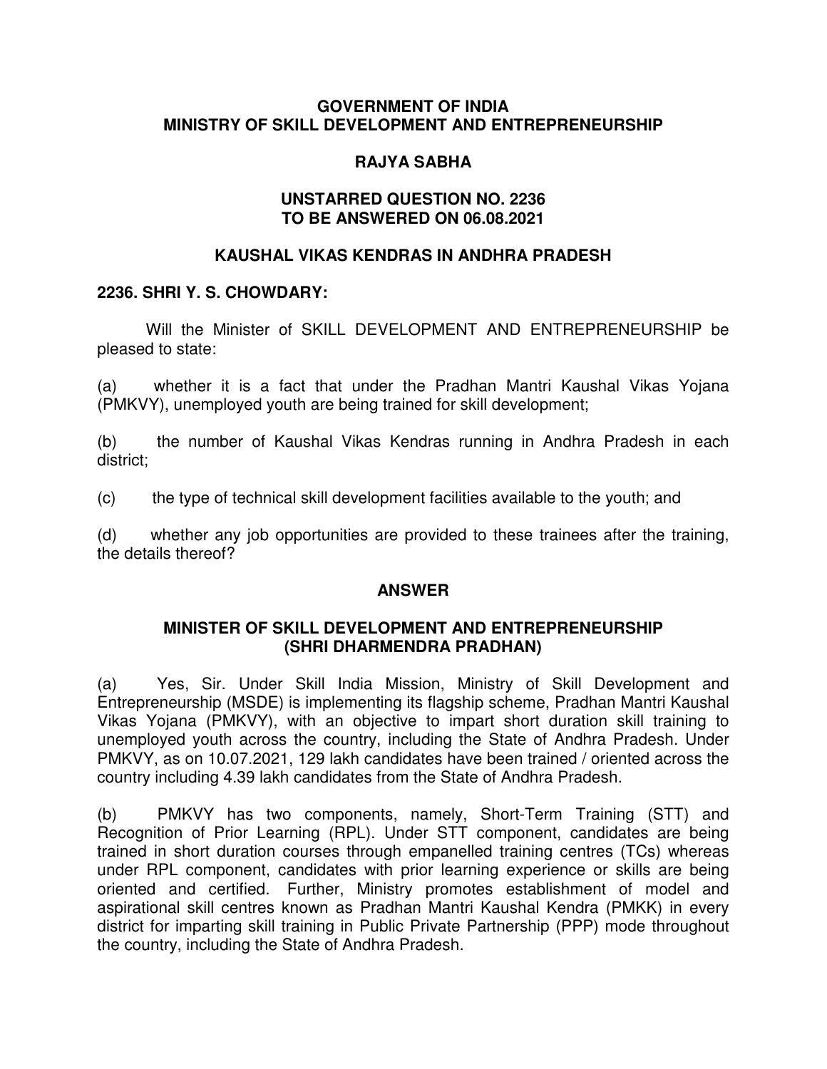**GOVERNMENT OF INDIA**
**MINISTRY OF SKILL DEVELOPMENT AND ENTREPRENEURSHIP**

**RAJYA SABHA**

**UNSTARRED QUESTION NO. 2236**
**TO BE ANSWERED ON 06.08.2021**

**KAUSHAL VIKAS KENDRAS IN ANDHRA PRADESH**

**2236. SHRI Y. S. CHOWDARY:**

Will the Minister of SKILL DEVELOPMENT AND ENTREPRENEURSHIP be pleased to state:

(a) whether it is a fact that under the Pradhan Mantri Kaushal Vikas Yojana (PMKVY), unemployed youth are being trained for skill development;

(b) the number of Kaushal Vikas Kendras running in Andhra Pradesh in each district;

(c) the type of technical skill development facilities available to the youth; and

(d) whether any job opportunities are provided to these trainees after the training, the details thereof?

**ANSWER**

**MINISTER OF SKILL DEVELOPMENT AND ENTREPRENEURSHIP**
**(SHRI DHARMENDRA PRADHAN)**

(a) Yes, Sir. Under Skill India Mission, Ministry of Skill Development and Entrepreneurship (MSDE) is implementing its flagship scheme, Pradhan Mantri Kaushal Vikas Yojana (PMKVY), with an objective to impart short duration skill training to unemployed youth across the country, including the State of Andhra Pradesh. Under PMKVY, as on 10.07.2021, 129 lakh candidates have been trained / oriented across the country including 4.39 lakh candidates from the State of Andhra Pradesh.

(b) PMKVY has two components, namely, Short-Term Training (STT) and Recognition of Prior Learning (RPL). Under STT component, candidates are being trained in short duration courses through empanelled training centres (TCs) whereas under RPL component, candidates with prior learning experience or skills are being oriented and certified. Further, Ministry promotes establishment of model and aspirational skill centres known as Pradhan Mantri Kaushal Kendra (PMKK) in every district for imparting skill training in Public Private Partnership (PPP) mode throughout the country, including the State of Andhra Pradesh.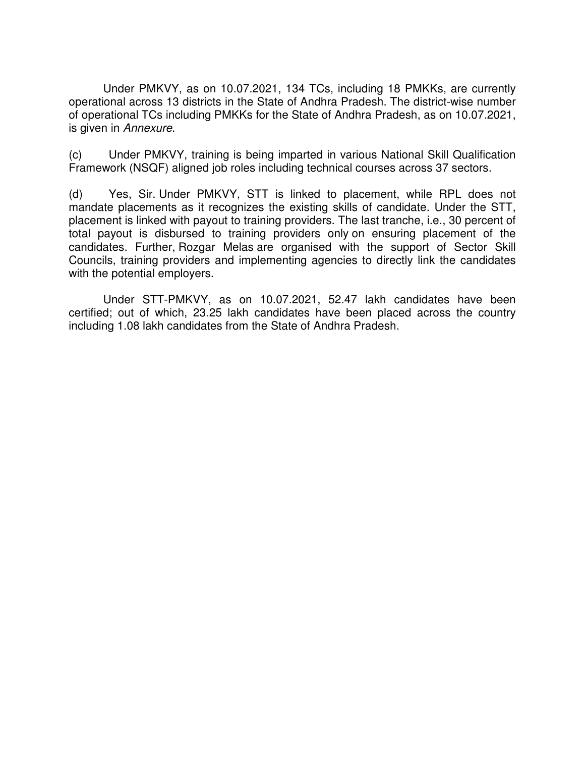Under PMKVY, as on 10.07.2021, 134 TCs, including 18 PMKKs, are currently operational across 13 districts in the State of Andhra Pradesh. The district-wise number of operational TCs including PMKKs for the State of Andhra Pradesh, as on 10.07.2021, is given in *Annexure*.

(c) Under PMKVY, training is being imparted in various National Skill Qualification Framework (NSQF) aligned job roles including technical courses across 37 sectors.

(d) Yes, Sir. Under PMKVY, STT is linked to placement, while RPL does not mandate placements as it recognizes the existing skills of candidate. Under the STT, placement is linked with payout to training providers. The last tranche, i.e., 30 percent of total payout is disbursed to training providers only on ensuring placement of the candidates. Further, Rozgar Melas are organised with the support of Sector Skill Councils, training providers and implementing agencies to directly link the candidates with the potential employers.

Under STT-PMKVY, as on 10.07.2021, 52.47 lakh candidates have been certified; out of which, 23.25 lakh candidates have been placed across the country including 1.08 lakh candidates from the State of Andhra Pradesh.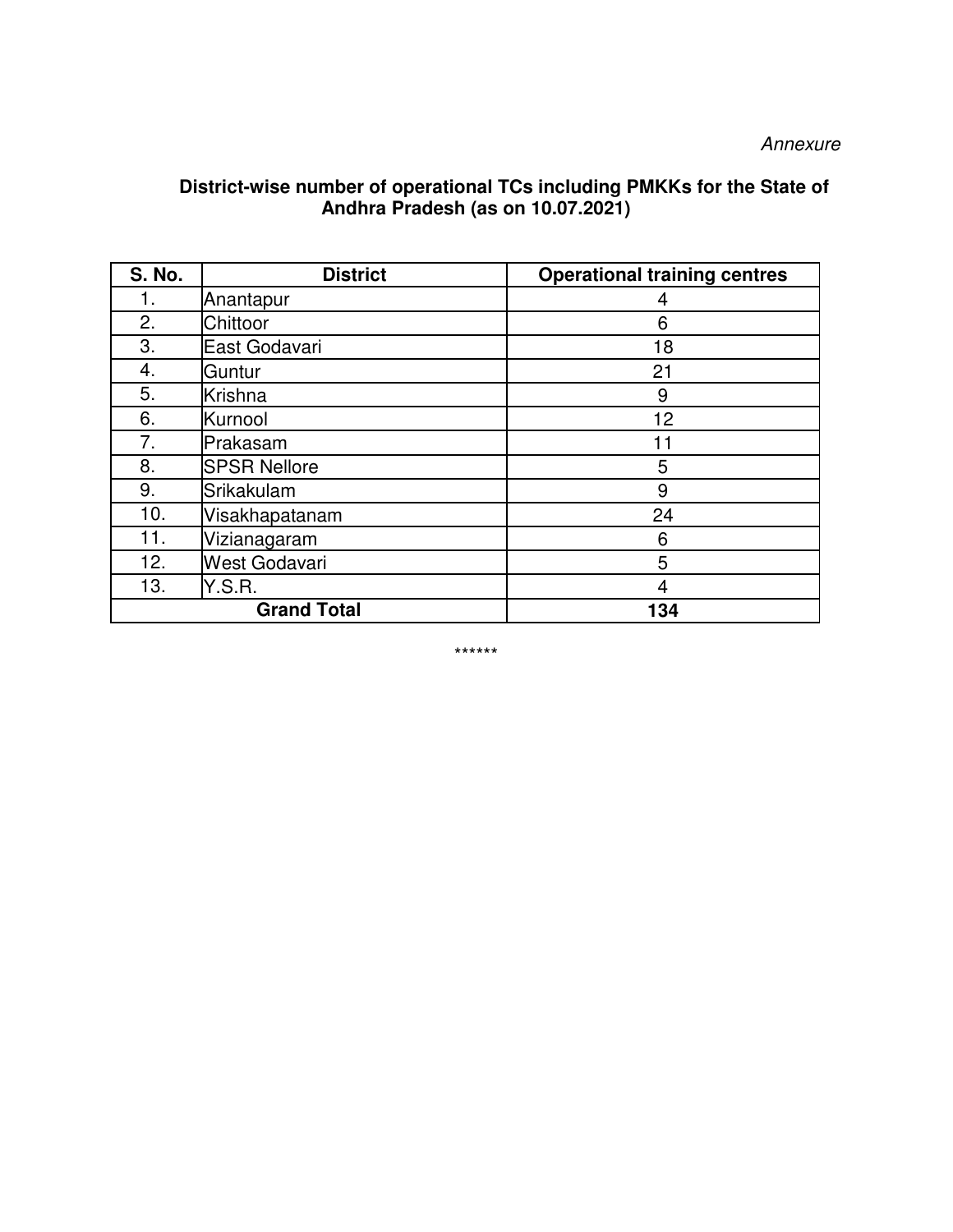*Annexure*

**District-wise number of operational TCs including PMKKs for the State of Andhra Pradesh (as on 10.07.2021)**

| S. No. | District | Operational training centres |
|---|---|---|
| 1. | Anantapur | 4 |
| 2. | Chittoor | 6 |
| 3. | East Godavari | 18 |
| 4. | Guntur | 21 |
| 5. | Krishna | 9 |
| 6. | Kurnool | 12 |
| 7. | Prakasam | 11 |
| 8. | SPSR Nellore | 5 |
| 9. | Srikakulam | 9 |
| 10. | Visakhapatanam | 24 |
| 11. | Vizianagaram | 6 |
| 12. | West Godavari | 5 |
| 13. | Y.S.R. | 4 |
| **Grand Total** | | **134** |

******